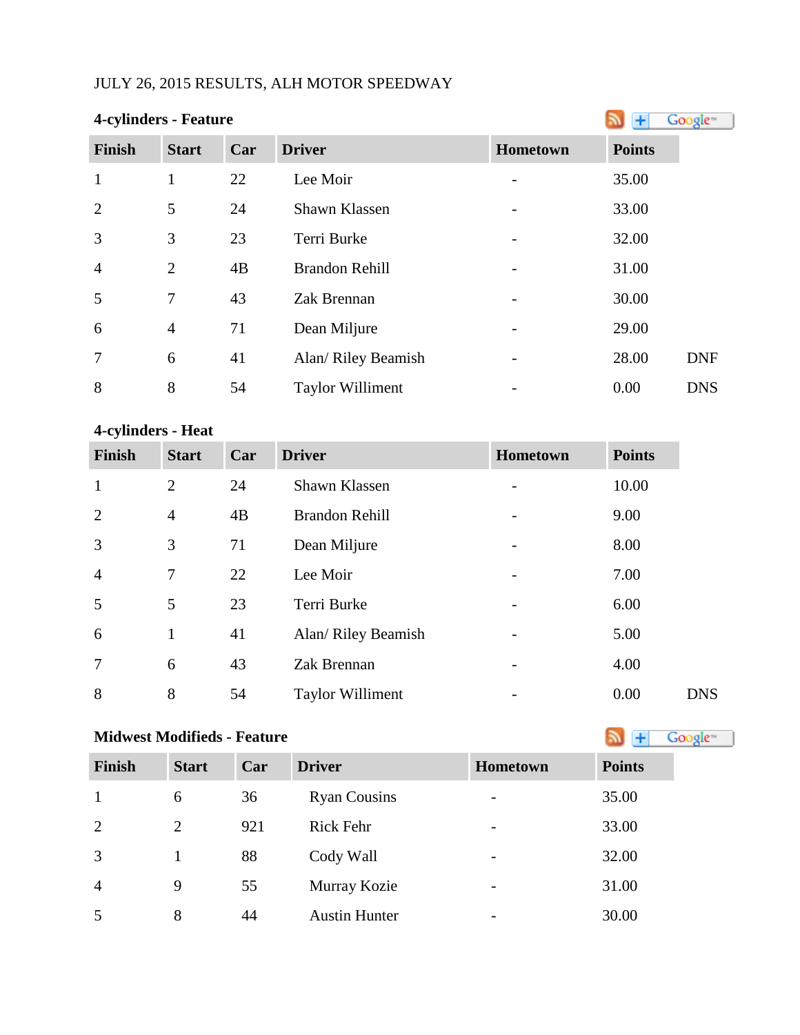JULY 26, 2015 RESULTS, ALH MOTOR SPEEDWAY

**4-cylinders - Feature**

| Finish | Start | Car | Driver | Hometown | Points | |
|---|---|---|---|---|---|---|
| 1 | 1 | 22 | Lee Moir | - | 35.00 | |
| 2 | 5 | 24 | Shawn Klassen | - | 33.00 | |
| 3 | 3 | 23 | Terri Burke | - | 32.00 | |
| 4 | 2 | 4B | Brandon Rehill | - | 31.00 | |
| 5 | 7 | 43 | Zak Brennan | - | 30.00 | |
| 6 | 4 | 71 | Dean Miljure | - | 29.00 | |
| 7 | 6 | 41 | Alan/ Riley Beamish | - | 28.00 | DNF |
| 8 | 8 | 54 | Taylor Williment | - | 0.00 | DNS |

**4-cylinders - Heat**

| Finish | Start | Car | Driver | Hometown | Points | |
|---|---|---|---|---|---|---|
| 1 | 2 | 24 | Shawn Klassen | - | 10.00 | |
| 2 | 4 | 4B | Brandon Rehill | - | 9.00 | |
| 3 | 3 | 71 | Dean Miljure | - | 8.00 | |
| 4 | 7 | 22 | Lee Moir | - | 7.00 | |
| 5 | 5 | 23 | Terri Burke | - | 6.00 | |
| 6 | 1 | 41 | Alan/ Riley Beamish | - | 5.00 | |
| 7 | 6 | 43 | Zak Brennan | - | 4.00 | |
| 8 | 8 | 54 | Taylor Williment | - | 0.00 | DNS |

**Midwest Modifieds - Feature**

| Finish | Start | Car | Driver | Hometown | Points |
|---|---|---|---|---|---|
| 1 | 6 | 36 | Ryan Cousins | - | 35.00 |
| 2 | 2 | 921 | Rick Fehr | - | 33.00 |
| 3 | 1 | 88 | Cody Wall | - | 32.00 |
| 4 | 9 | 55 | Murray Kozie | - | 31.00 |
| 5 | 8 | 44 | Austin Hunter | - | 30.00 |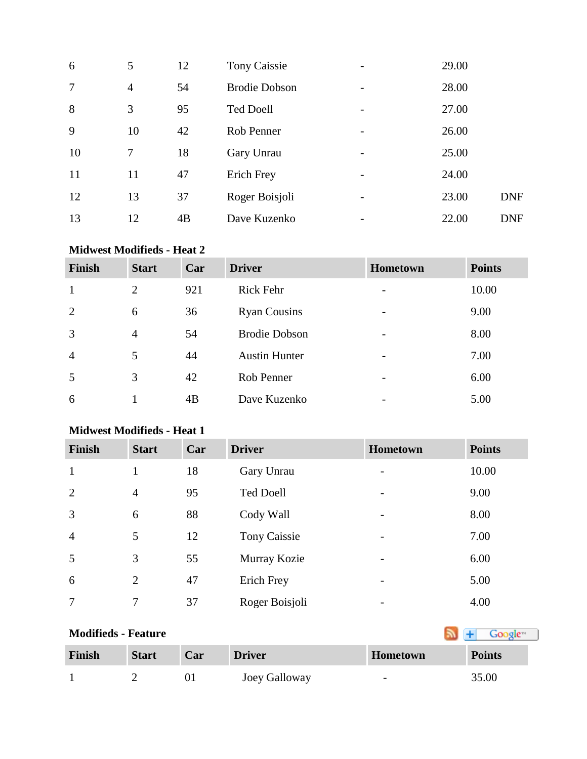| | | | | | | |
|---|---|---|---|---|---|---|
| 6 | 5 | 12 | Tony Caissie | - | 29.00 | |
| 7 | 4 | 54 | Brodie Dobson | - | 28.00 | |
| 8 | 3 | 95 | Ted Doell | - | 27.00 | |
| 9 | 10 | 42 | Rob Penner | - | 26.00 | |
| 10 | 7 | 18 | Gary Unrau | - | 25.00 | |
| 11 | 11 | 47 | Erich Frey | - | 24.00 | |
| 12 | 13 | 37 | Roger Boisjoli | - | 23.00 | DNF |
| 13 | 12 | 4B | Dave Kuzenko | - | 22.00 | DNF |

**Midwest Modifieds - Heat 2**

| Finish | Start | Car | Driver | Hometown | Points |
|---|---|---|---|---|---|
| 1 | 2 | 921 | Rick Fehr | - | 10.00 |
| 2 | 6 | 36 | Ryan Cousins | - | 9.00 |
| 3 | 4 | 54 | Brodie Dobson | - | 8.00 |
| 4 | 5 | 44 | Austin Hunter | - | 7.00 |
| 5 | 3 | 42 | Rob Penner | - | 6.00 |
| 6 | 1 | 4B | Dave Kuzenko | - | 5.00 |

**Midwest Modifieds - Heat 1**

| Finish | Start | Car | Driver | Hometown | Points |
|---|---|---|---|---|---|
| 1 | 1 | 18 | Gary Unrau | - | 10.00 |
| 2 | 4 | 95 | Ted Doell | - | 9.00 |
| 3 | 6 | 88 | Cody Wall | - | 8.00 |
| 4 | 5 | 12 | Tony Caissie | - | 7.00 |
| 5 | 3 | 55 | Murray Kozie | - | 6.00 |
| 6 | 2 | 47 | Erich Frey | - | 5.00 |
| 7 | 7 | 37 | Roger Boisjoli | - | 4.00 |

**Modifieds - Feature**

| Finish | Start | Car | Driver | Hometown | Points |
|---|---|---|---|---|---|
| 1 | 2 | 01 | Joey Galloway | - | 35.00 |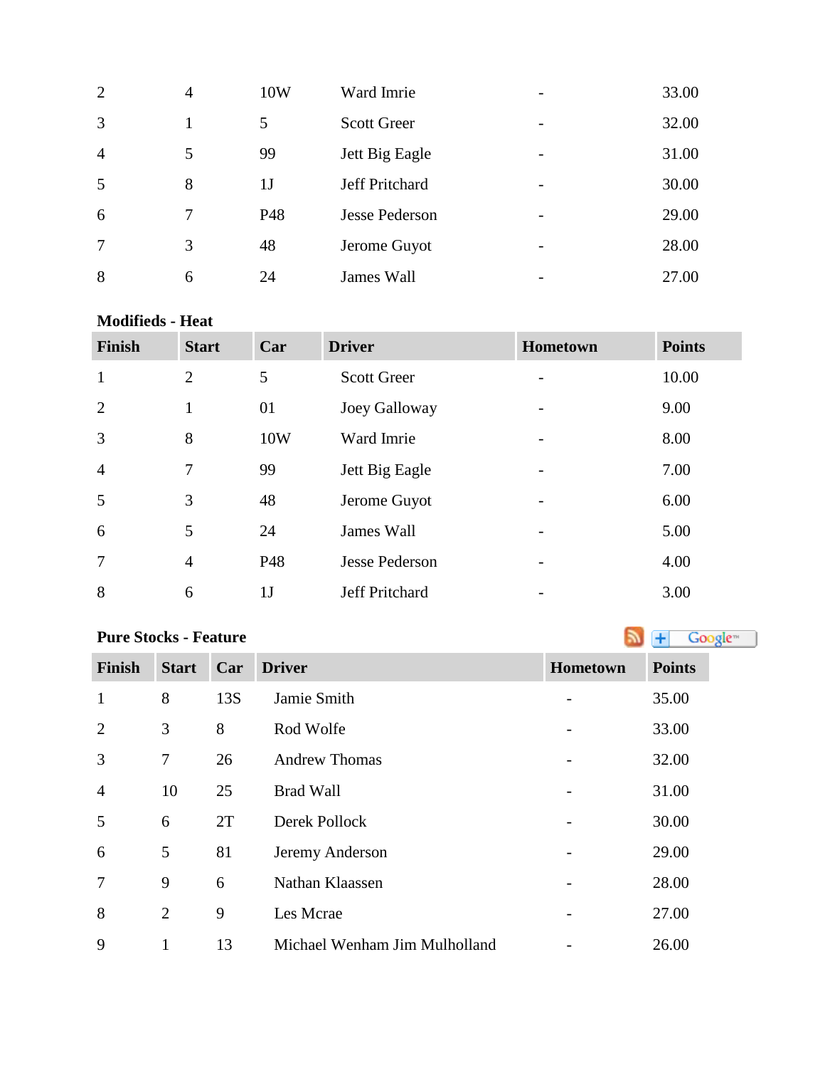| Finish | Start | Car | Driver | Hometown | Points |
|---|---|---|---|---|---|
| 2 | 4 | 10W | Ward Imrie | - | 33.00 |
| 3 | 1 | 5 | Scott Greer | - | 32.00 |
| 4 | 5 | 99 | Jett Big Eagle | - | 31.00 |
| 5 | 8 | 1J | Jeff Pritchard | - | 30.00 |
| 6 | 7 | P48 | Jesse Pederson | - | 29.00 |
| 7 | 3 | 48 | Jerome Guyot | - | 28.00 |
| 8 | 6 | 24 | James Wall | - | 27.00 |

**Modifieds - Heat**

| Finish | Start | Car | Driver | Hometown | Points |
|---|---|---|---|---|---|
| 1 | 2 | 5 | Scott Greer | - | 10.00 |
| 2 | 1 | 01 | Joey Galloway | - | 9.00 |
| 3 | 8 | 10W | Ward Imrie | - | 8.00 |
| 4 | 7 | 99 | Jett Big Eagle | - | 7.00 |
| 5 | 3 | 48 | Jerome Guyot | - | 6.00 |
| 6 | 5 | 24 | James Wall | - | 5.00 |
| 7 | 4 | P48 | Jesse Pederson | - | 4.00 |
| 8 | 6 | 1J | Jeff Pritchard | - | 3.00 |

**Pure Stocks - Feature**

| Finish | Start | Car | Driver | Hometown | Points |
|---|---|---|---|---|---|
| 1 | 8 | 13S | Jamie Smith | - | 35.00 |
| 2 | 3 | 8 | Rod Wolfe | - | 33.00 |
| 3 | 7 | 26 | Andrew Thomas | - | 32.00 |
| 4 | 10 | 25 | Brad Wall | - | 31.00 |
| 5 | 6 | 2T | Derek Pollock | - | 30.00 |
| 6 | 5 | 81 | Jeremy Anderson | - | 29.00 |
| 7 | 9 | 6 | Nathan Klaassen | - | 28.00 |
| 8 | 2 | 9 | Les Mcrae | - | 27.00 |
| 9 | 1 | 13 | Michael Wenham Jim Mulholland | - | 26.00 |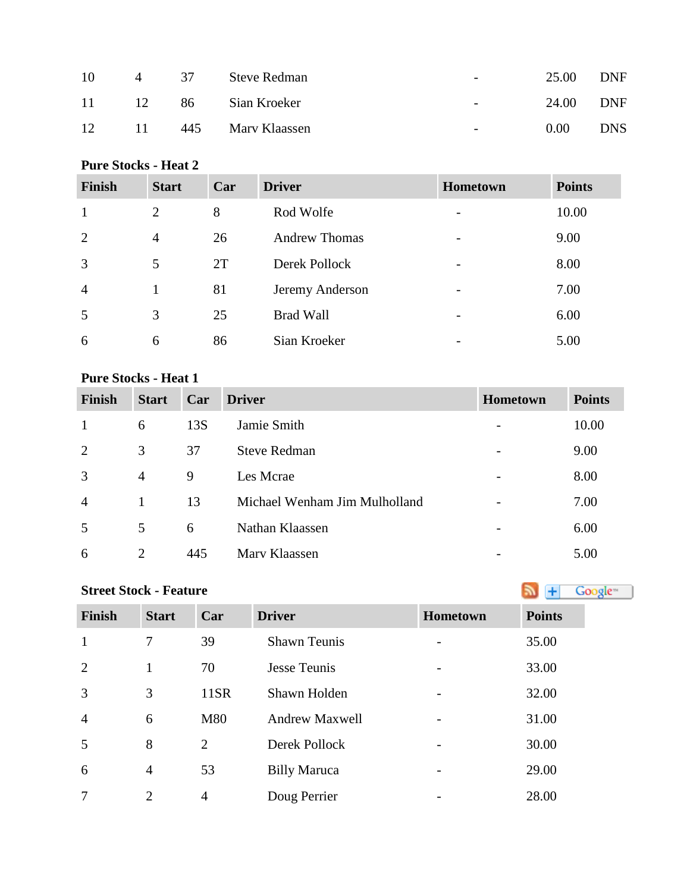| | | | | | | |
|---|---|---|---|---|---|---|
| 10 | 4 | 37 | Steve Redman | - | 25.00 | DNF |
| 11 | 12 | 86 | Sian Kroeker | - | 24.00 | DNF |
| 12 | 11 | 445 | Marv Klaassen | - | 0.00 | DNS |

**Pure Stocks - Heat 2**

| Finish | Start | Car | Driver | Hometown | Points |
|---|---|---|---|---|---|
| 1 | 2 | 8 | Rod Wolfe | - | 10.00 |
| 2 | 4 | 26 | Andrew Thomas | - | 9.00 |
| 3 | 5 | 2T | Derek Pollock | - | 8.00 |
| 4 | 1 | 81 | Jeremy Anderson | - | 7.00 |
| 5 | 3 | 25 | Brad Wall | - | 6.00 |
| 6 | 6 | 86 | Sian Kroeker | - | 5.00 |

**Pure Stocks - Heat 1**

| Finish | Start | Car | Driver | Hometown | Points |
|---|---|---|---|---|---|
| 1 | 6 | 13S | Jamie Smith | - | 10.00 |
| 2 | 3 | 37 | Steve Redman | - | 9.00 |
| 3 | 4 | 9 | Les Mcrae | - | 8.00 |
| 4 | 1 | 13 | Michael Wenham Jim Mulholland | - | 7.00 |
| 5 | 5 | 6 | Nathan Klaassen | - | 6.00 |
| 6 | 2 | 445 | Marv Klaassen | - | 5.00 |

**Street Stock - Feature**

| Finish | Start | Car | Driver | Hometown | Points |
|---|---|---|---|---|---|
| 1 | 7 | 39 | Shawn Teunis | - | 35.00 |
| 2 | 1 | 70 | Jesse Teunis | - | 33.00 |
| 3 | 3 | 11SR | Shawn Holden | - | 32.00 |
| 4 | 6 | M80 | Andrew Maxwell | - | 31.00 |
| 5 | 8 | 2 | Derek Pollock | - | 30.00 |
| 6 | 4 | 53 | Billy Maruca | - | 29.00 |
| 7 | 2 | 4 | Doug Perrier | - | 28.00 |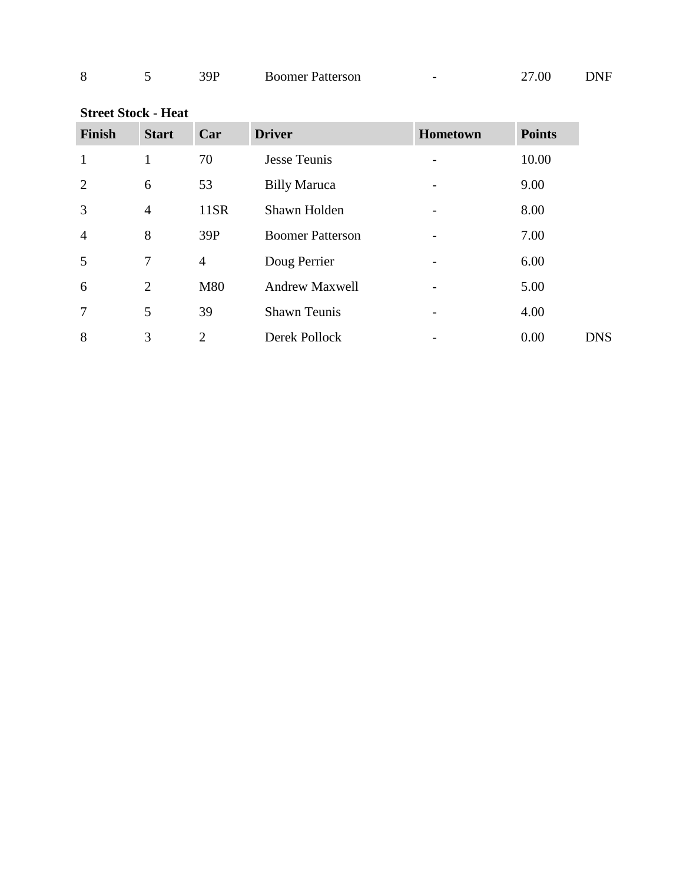| | | | | | | |
|---|---|---|---|---|---|---|
| 8 | 5 | 39P | Boomer Patterson | - | 27.00 | DNF |

**Street Stock - Heat**

| Finish | Start | Car | Driver | Hometown | Points | |
|---|---|---|---|---|---|---|
| 1 | 1 | 70 | Jesse Teunis | - | 10.00 | |
| 2 | 6 | 53 | Billy Maruca | - | 9.00 | |
| 3 | 4 | 11SR | Shawn Holden | - | 8.00 | |
| 4 | 8 | 39P | Boomer Patterson | - | 7.00 | |
| 5 | 7 | 4 | Doug Perrier | - | 6.00 | |
| 6 | 2 | M80 | Andrew Maxwell | - | 5.00 | |
| 7 | 5 | 39 | Shawn Teunis | - | 4.00 | |
| 8 | 3 | 2 | Derek Pollock | - | 0.00 | DNS |